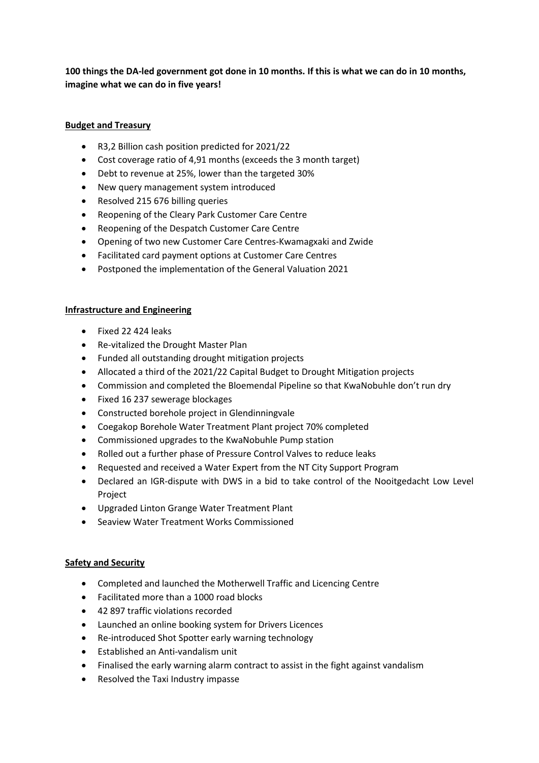**100 things the DA-led government got done in 10 months. If this is what we can do in 10 months, imagine what we can do in five years!**

**Budget and Treasury**

- R3,2 Billion cash position predicted for 2021/22
- Cost coverage ratio of 4,91 months (exceeds the 3 month target)
- Debt to revenue at 25%, lower than the targeted 30%
- New query management system introduced
- Resolved 215 676 billing queries
- Reopening of the Cleary Park Customer Care Centre
- Reopening of the Despatch Customer Care Centre
- Opening of two new Customer Care Centres-Kwamagxaki and Zwide
- Facilitated card payment options at Customer Care Centres
- Postponed the implementation of the General Valuation 2021

**Infrastructure and Engineering**

- Fixed 22 424 leaks
- Re-vitalized the Drought Master Plan
- Funded all outstanding drought mitigation projects
- Allocated a third of the 2021/22 Capital Budget to Drought Mitigation projects
- Commission and completed the Bloemendal Pipeline so that KwaNobuhle don't run dry
- Fixed 16 237 sewerage blockages
- Constructed borehole project in Glendinningvale
- Coegakop Borehole Water Treatment Plant project 70% completed
- Commissioned upgrades to the KwaNobuhle Pump station
- Rolled out a further phase of Pressure Control Valves to reduce leaks
- Requested and received a Water Expert from the NT City Support Program
- Declared an IGR-dispute with DWS in a bid to take control of the Nooitgedacht Low Level Project
- Upgraded Linton Grange Water Treatment Plant
- Seaview Water Treatment Works Commissioned

**Safety and Security**

- Completed and launched the Motherwell Traffic and Licencing Centre
- Facilitated more than a 1000 road blocks
- 42 897 traffic violations recorded
- Launched an online booking system for Drivers Licences
- Re-introduced Shot Spotter early warning technology
- Established an Anti-vandalism unit
- Finalised the early warning alarm contract to assist in the fight against vandalism
- Resolved the Taxi Industry impasse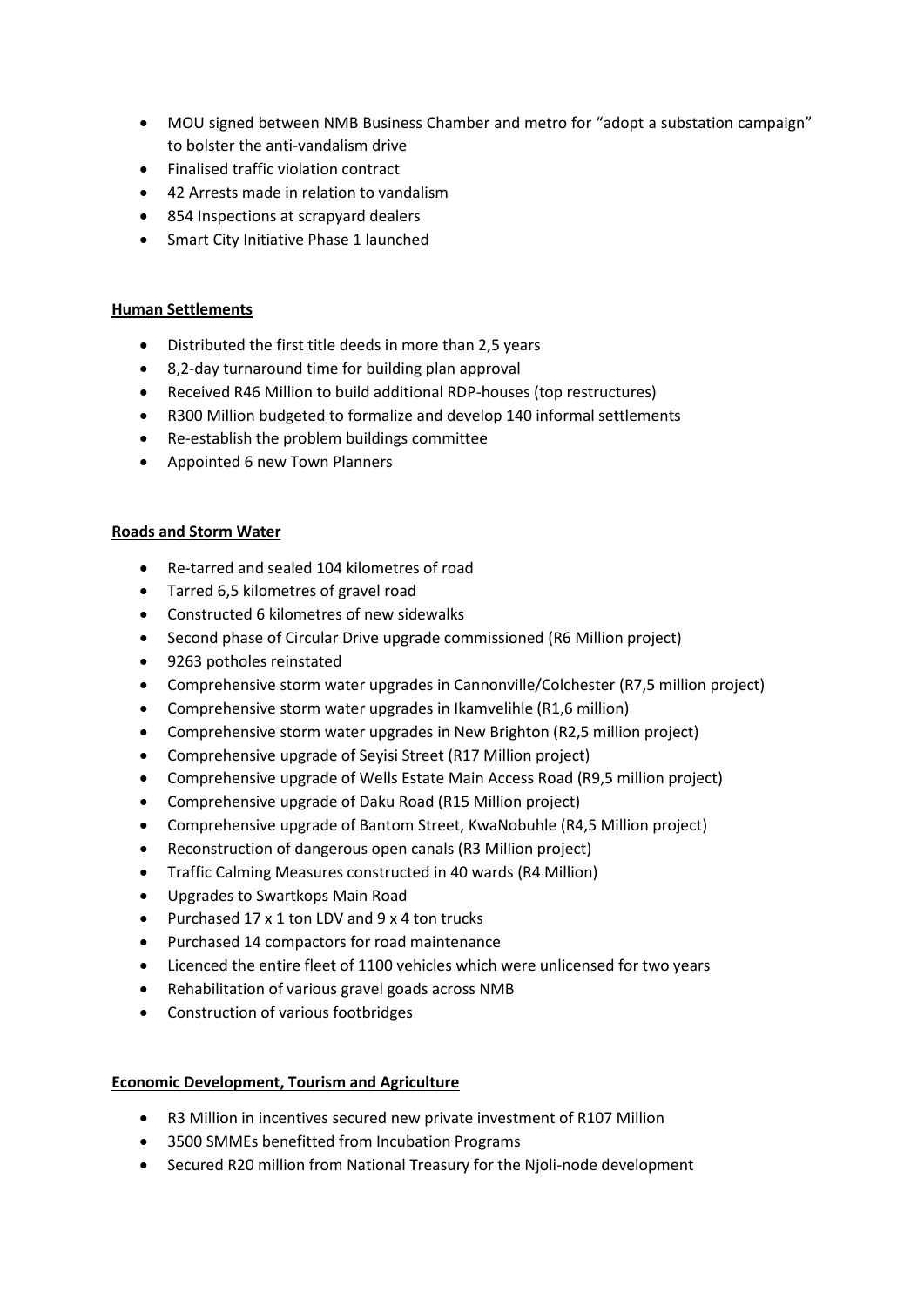- MOU signed between NMB Business Chamber and metro for "adopt a substation campaign" to bolster the anti-vandalism drive
- Finalised traffic violation contract
- 42 Arrests made in relation to vandalism
- 854 Inspections at scrapyard dealers
- Smart City Initiative Phase 1 launched

**Human Settlements**

- Distributed the first title deeds in more than 2,5 years
- 8,2-day turnaround time for building plan approval
- Received R46 Million to build additional RDP-houses (top restructures)
- R300 Million budgeted to formalize and develop 140 informal settlements
- Re-establish the problem buildings committee
- Appointed 6 new Town Planners

**Roads and Storm Water**

- Re-tarred and sealed 104 kilometres of road
- Tarred 6,5 kilometres of gravel road
- Constructed 6 kilometres of new sidewalks
- Second phase of Circular Drive upgrade commissioned (R6 Million project)
- 9263 potholes reinstated
- Comprehensive storm water upgrades in Cannonville/Colchester (R7,5 million project)
- Comprehensive storm water upgrades in Ikamvelihle (R1,6 million)
- Comprehensive storm water upgrades in New Brighton (R2,5 million project)
- Comprehensive upgrade of Seyisi Street (R17 Million project)
- Comprehensive upgrade of Wells Estate Main Access Road (R9,5 million project)
- Comprehensive upgrade of Daku Road (R15 Million project)
- Comprehensive upgrade of Bantom Street, KwaNobuhle (R4,5 Million project)
- Reconstruction of dangerous open canals (R3 Million project)
- Traffic Calming Measures constructed in 40 wards (R4 Million)
- Upgrades to Swartkops Main Road
- Purchased 17 x 1 ton LDV and 9 x 4 ton trucks
- Purchased 14 compactors for road maintenance
- Licenced the entire fleet of 1100 vehicles which were unlicensed for two years
- Rehabilitation of various gravel goads across NMB
- Construction of various footbridges

**Economic Development, Tourism and Agriculture**

- R3 Million in incentives secured new private investment of R107 Million
- 3500 SMMEs benefitted from Incubation Programs
- Secured R20 million from National Treasury for the Njoli-node development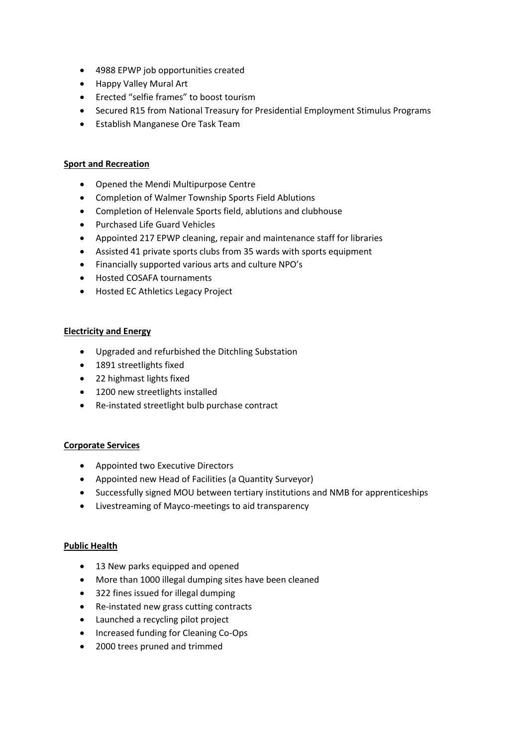- 4988 EPWP job opportunities created
- Happy Valley Mural Art
- Erected "selfie frames" to boost tourism
- Secured R15 from National Treasury for Presidential Employment Stimulus Programs
- Establish Manganese Ore Task Team

**Sport and Recreation**

- Opened the Mendi Multipurpose Centre
- Completion of Walmer Township Sports Field Ablutions
- Completion of Helenvale Sports field, ablutions and clubhouse
- Purchased Life Guard Vehicles
- Appointed 217 EPWP cleaning, repair and maintenance staff for libraries
- Assisted 41 private sports clubs from 35 wards with sports equipment
- Financially supported various arts and culture NPO's
- Hosted COSAFA tournaments
- Hosted EC Athletics Legacy Project

**Electricity and Energy**

- Upgraded and refurbished the Ditchling Substation
- 1891 streetlights fixed
- 22 highmast lights fixed
- 1200 new streetlights installed
- Re-instated streetlight bulb purchase contract

**Corporate Services**

- Appointed two Executive Directors
- Appointed new Head of Facilities (a Quantity Surveyor)
- Successfully signed MOU between tertiary institutions and NMB for apprenticeships
- Livestreaming of Mayco-meetings to aid transparency

**Public Health**

- 13 New parks equipped and opened
- More than 1000 illegal dumping sites have been cleaned
- 322 fines issued for illegal dumping
- Re-instated new grass cutting contracts
- Launched a recycling pilot project
- Increased funding for Cleaning Co-Ops
- 2000 trees pruned and trimmed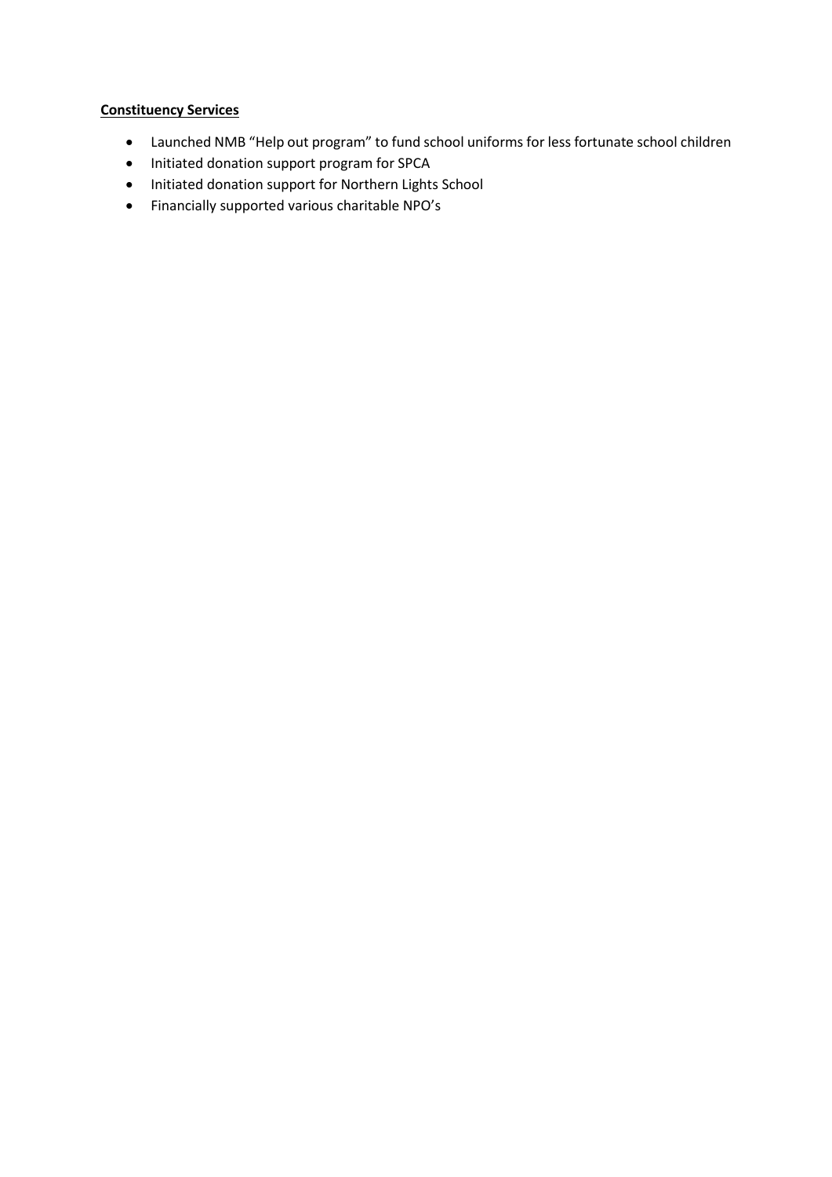**Constituency Services**

- Launched NMB "Help out program" to fund school uniforms for less fortunate school children
- Initiated donation support program for SPCA
- Initiated donation support for Northern Lights School
- Financially supported various charitable NPO's